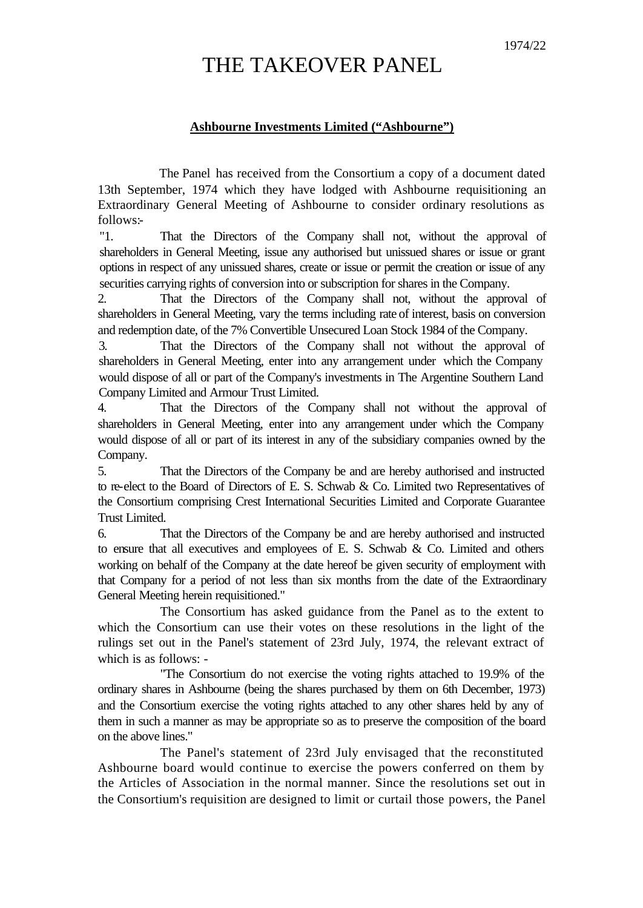1974/22

# THE TAKEOVER PANEL

**Ashbourne Investments Limited ("Ashbourne")**

The Panel has received from the Consortium a copy of a document dated 13th September, 1974 which they have lodged with Ashbourne requisitioning an Extraordinary General Meeting of Ashbourne to consider ordinary resolutions as follows:-

"1. That the Directors of the Company shall not, without the approval of shareholders in General Meeting, issue any authorised but unissued shares or issue or grant options in respect of any unissued shares, create or issue or permit the creation or issue of any securities carrying rights of conversion into or subscription for shares in the Company.

2. That the Directors of the Company shall not, without the approval of shareholders in General Meeting, vary the terms including rate of interest, basis on conversion and redemption date, of the 7% Convertible Unsecured Loan Stock 1984 of the Company.

3. That the Directors of the Company shall not without the approval of shareholders in General Meeting, enter into any arrangement under which the Company would dispose of all or part of the Company's investments in The Argentine Southern Land Company Limited and Armour Trust Limited.

4. That the Directors of the Company shall not without the approval of shareholders in General Meeting, enter into any arrangement under which the Company would dispose of all or part of its interest in any of the subsidiary companies owned by the Company.

5. That the Directors of the Company be and are hereby authorised and instructed to re-elect to the Board of Directors of E. S. Schwab & Co. Limited two Representatives of the Consortium comprising Crest International Securities Limited and Corporate Guarantee Trust Limited.

6. That the Directors of the Company be and are hereby authorised and instructed to ensure that all executives and employees of E. S. Schwab & Co. Limited and others working on behalf of the Company at the date hereof be given security of employment with that Company for a period of not less than six months from the date of the Extraordinary General Meeting herein requisitioned."

The Consortium has asked guidance from the Panel as to the extent to which the Consortium can use their votes on these resolutions in the light of the rulings set out in the Panel's statement of 23rd July, 1974, the relevant extract of which is as follows: -

"The Consortium do not exercise the voting rights attached to 19.9% of the ordinary shares in Ashbourne (being the shares purchased by them on 6th December, 1973) and the Consortium exercise the voting rights attached to any other shares held by any of them in such a manner as may be appropriate so as to preserve the composition of the board on the above lines."

The Panel's statement of 23rd July envisaged that the reconstituted Ashbourne board would continue to exercise the powers conferred on them by the Articles of Association in the normal manner. Since the resolutions set out in the Consortium's requisition are designed to limit or curtail those powers, the Panel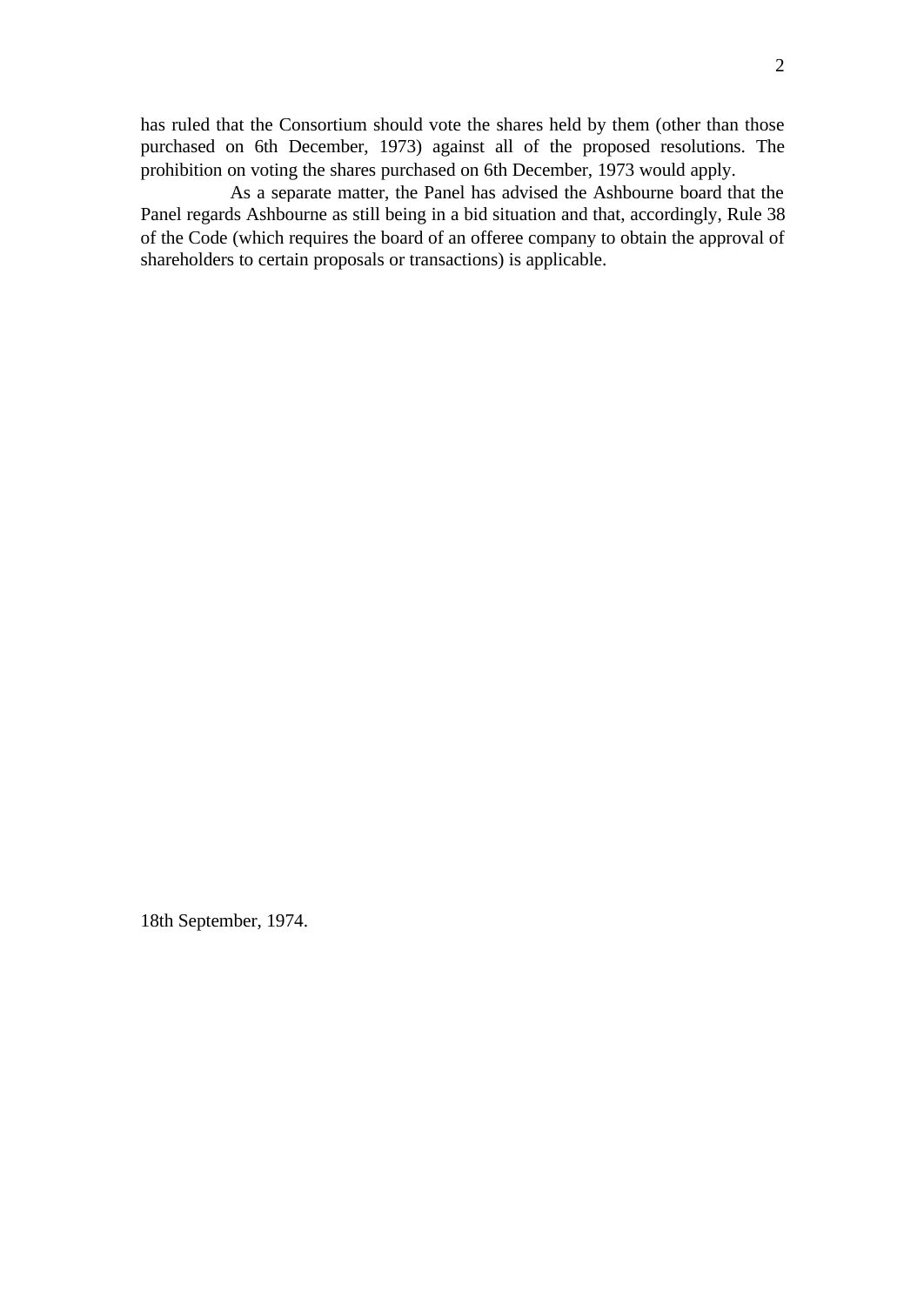has ruled that the Consortium should vote the shares held by them (other than those purchased on 6th December, 1973) against all of the proposed resolutions. The prohibition on voting the shares purchased on 6th December, 1973 would apply.

As a separate matter, the Panel has advised the Ashbourne board that the Panel regards Ashbourne as still being in a bid situation and that, accordingly, Rule 38 of the Code (which requires the board of an offeree company to obtain the approval of shareholders to certain proposals or transactions) is applicable.

18th September, 1974.